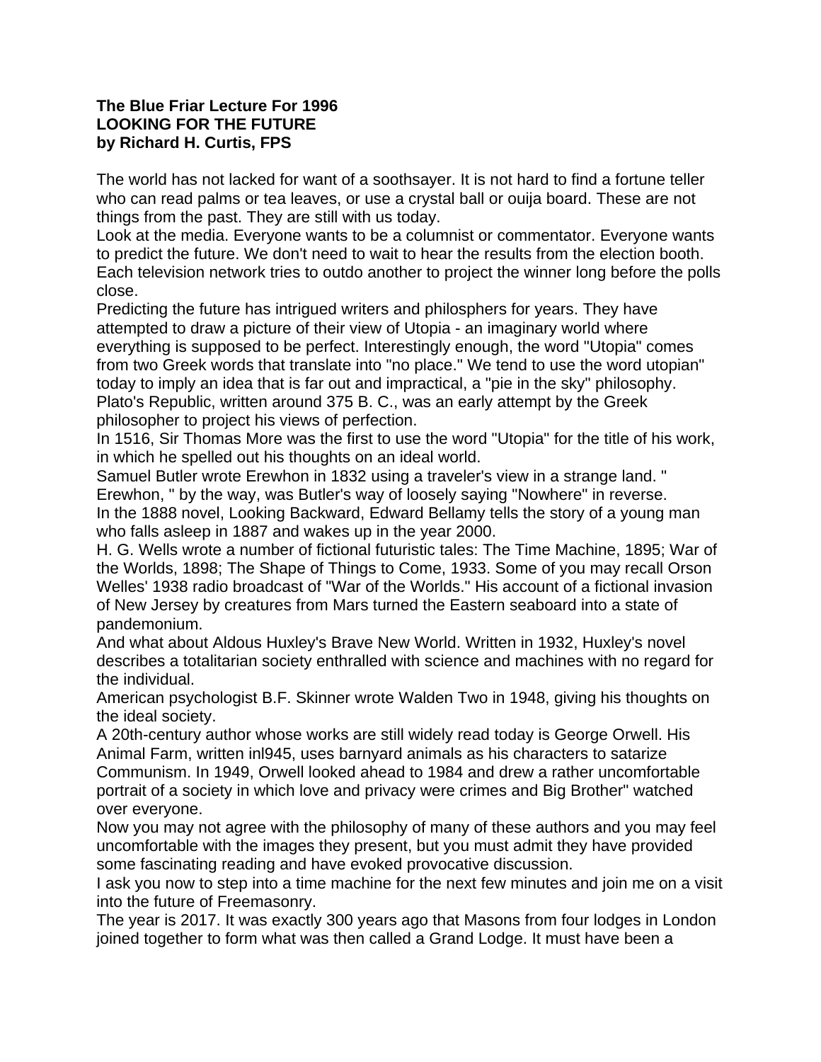**The Blue Friar Lecture For 1996**
**LOOKING FOR THE FUTURE**
**by Richard H. Curtis, FPS**

The world has not lacked for want of a soothsayer. It is not hard to find a fortune teller who can read palms or tea leaves, or use a crystal ball or ouija board. These are not things from the past. They are still with us today.

Look at the media. Everyone wants to be a columnist or commentator. Everyone wants to predict the future. We don't need to wait to hear the results from the election booth. Each television network tries to outdo another to project the winner long before the polls close.

Predicting the future has intrigued writers and philosphers for years. They have attempted to draw a picture of their view of Utopia - an imaginary world where everything is supposed to be perfect. Interestingly enough, the word "Utopia" comes from two Greek words that translate into "no place." We tend to use the word utopian" today to imply an idea that is far out and impractical, a "pie in the sky" philosophy.

Plato's Republic, written around 375 B. C., was an early attempt by the Greek philosopher to project his views of perfection.

In 1516, Sir Thomas More was the first to use the word "Utopia" for the title of his work, in which he spelled out his thoughts on an ideal world.

Samuel Butler wrote Erewhon in 1832 using a traveler's view in a strange land. " Erewhon, " by the way, was Butler's way of loosely saying "Nowhere" in reverse.

In the 1888 novel, Looking Backward, Edward Bellamy tells the story of a young man who falls asleep in 1887 and wakes up in the year 2000.

H. G. Wells wrote a number of fictional futuristic tales: The Time Machine, 1895; War of the Worlds, 1898; The Shape of Things to Come, 1933. Some of you may recall Orson Welles' 1938 radio broadcast of "War of the Worlds." His account of a fictional invasion of New Jersey by creatures from Mars turned the Eastern seaboard into a state of pandemonium.

And what about Aldous Huxley's Brave New World. Written in 1932, Huxley's novel describes a totalitarian society enthralled with science and machines with no regard for the individual.

American psychologist B.F. Skinner wrote Walden Two in 1948, giving his thoughts on the ideal society.

A 20th-century author whose works are still widely read today is George Orwell. His Animal Farm, written inl945, uses barnyard animals as his characters to satarize Communism. In 1949, Orwell looked ahead to 1984 and drew a rather uncomfortable portrait of a society in which love and privacy were crimes and Big Brother" watched over everyone.

Now you may not agree with the philosophy of many of these authors and you may feel uncomfortable with the images they present, but you must admit they have provided some fascinating reading and have evoked provocative discussion.

I ask you now to step into a time machine for the next few minutes and join me on a visit into the future of Freemasonry.

The year is 2017. It was exactly 300 years ago that Masons from four lodges in London joined together to form what was then called a Grand Lodge. It must have been a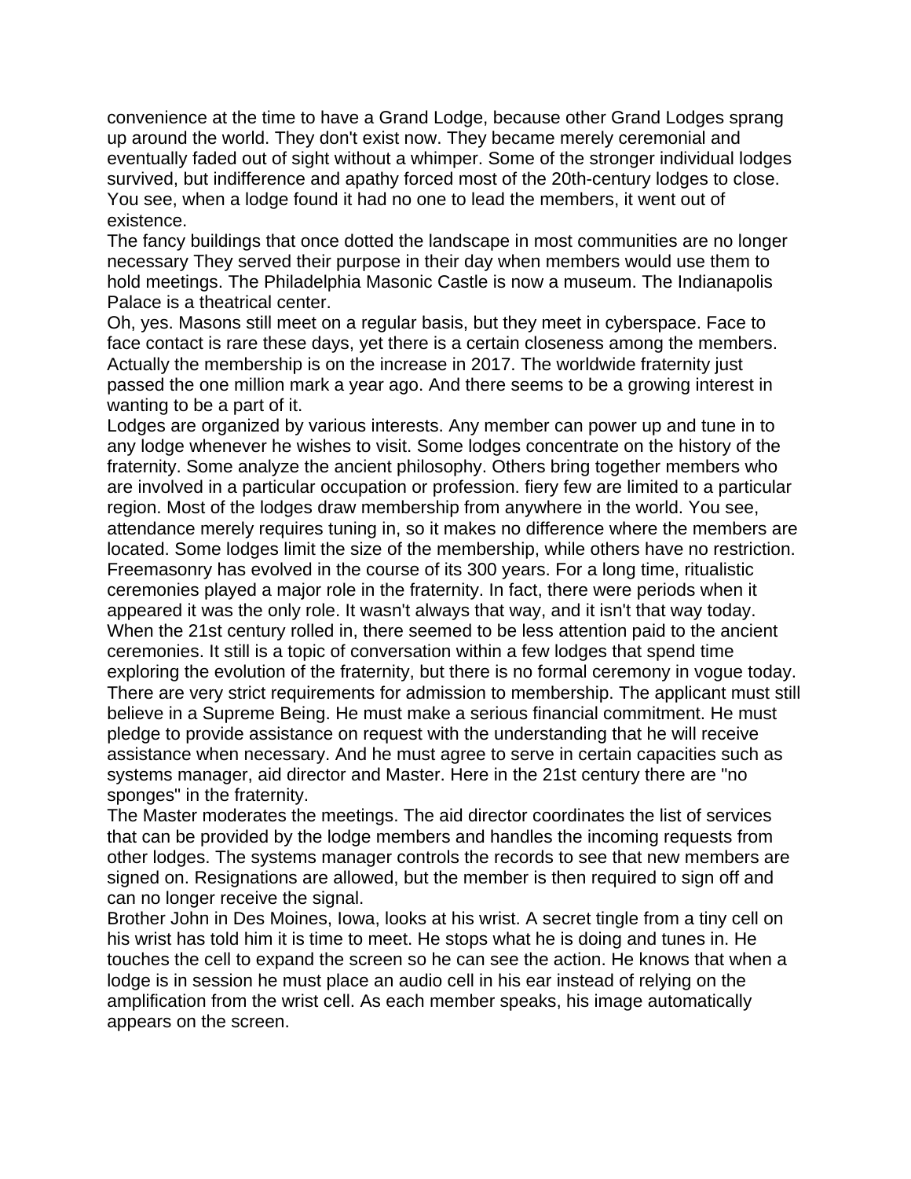convenience at the time to have a Grand Lodge, because other Grand Lodges sprang up around the world. They don't exist now. They became merely ceremonial and eventually faded out of sight without a whimper. Some of the stronger individual lodges survived, but indifference and apathy forced most of the 20th-century lodges to close. You see, when a lodge found it had no one to lead the members, it went out of existence.

The fancy buildings that once dotted the landscape in most communities are no longer necessary They served their purpose in their day when members would use them to hold meetings. The Philadelphia Masonic Castle is now a museum. The Indianapolis Palace is a theatrical center.

Oh, yes. Masons still meet on a regular basis, but they meet in cyberspace. Face to face contact is rare these days, yet there is a certain closeness among the members. Actually the membership is on the increase in 2017. The worldwide fraternity just passed the one million mark a year ago. And there seems to be a growing interest in wanting to be a part of it.

Lodges are organized by various interests. Any member can power up and tune in to any lodge whenever he wishes to visit. Some lodges concentrate on the history of the fraternity. Some analyze the ancient philosophy. Others bring together members who are involved in a particular occupation or profession. fiery few are limited to a particular region. Most of the lodges draw membership from anywhere in the world. You see, attendance merely requires tuning in, so it makes no difference where the members are located. Some lodges limit the size of the membership, while others have no restriction.

Freemasonry has evolved in the course of its 300 years. For a long time, ritualistic ceremonies played a major role in the fraternity. In fact, there were periods when it appeared it was the only role. It wasn't always that way, and it isn't that way today. When the 21st century rolled in, there seemed to be less attention paid to the ancient ceremonies. It still is a topic of conversation within a few lodges that spend time exploring the evolution of the fraternity, but there is no formal ceremony in vogue today.

There are very strict requirements for admission to membership. The applicant must still believe in a Supreme Being. He must make a serious financial commitment. He must pledge to provide assistance on request with the understanding that he will receive assistance when necessary. And he must agree to serve in certain capacities such as systems manager, aid director and Master. Here in the 21st century there are "no sponges" in the fraternity.

The Master moderates the meetings. The aid director coordinates the list of services that can be provided by the lodge members and handles the incoming requests from other lodges. The systems manager controls the records to see that new members are signed on. Resignations are allowed, but the member is then required to sign off and can no longer receive the signal.

Brother John in Des Moines, Iowa, looks at his wrist. A secret tingle from a tiny cell on his wrist has told him it is time to meet. He stops what he is doing and tunes in. He touches the cell to expand the screen so he can see the action. He knows that when a lodge is in session he must place an audio cell in his ear instead of relying on the amplification from the wrist cell. As each member speaks, his image automatically appears on the screen.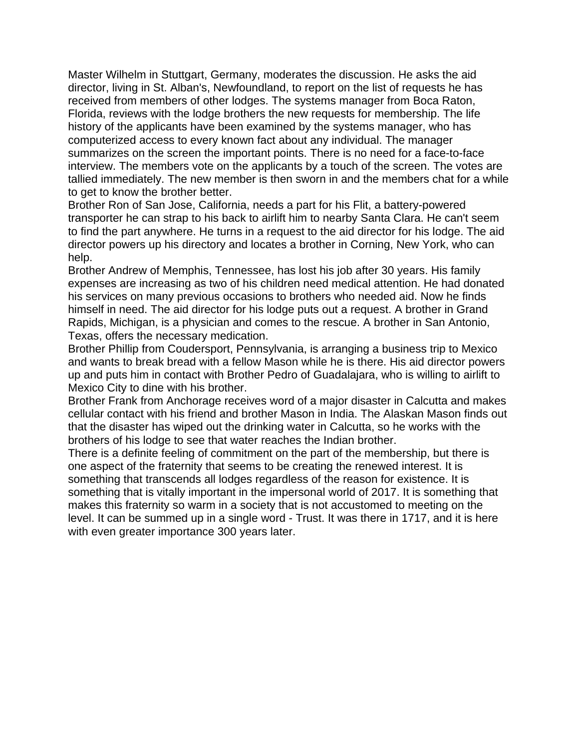Master Wilhelm in Stuttgart, Germany, moderates the discussion. He asks the aid director, living in St. Alban's, Newfoundland, to report on the list of requests he has received from members of other lodges. The systems manager from Boca Raton, Florida, reviews with the lodge brothers the new requests for membership. The life history of the applicants have been examined by the systems manager, who has computerized access to every known fact about any individual. The manager summarizes on the screen the important points. There is no need for a face-to-face interview. The members vote on the applicants by a touch of the screen. The votes are tallied immediately. The new member is then sworn in and the members chat for a while to get to know the brother better.

Brother Ron of San Jose, California, needs a part for his Flit, a battery-powered transporter he can strap to his back to airlift him to nearby Santa Clara. He can't seem to find the part anywhere. He turns in a request to the aid director for his lodge. The aid director powers up his directory and locates a brother in Corning, New York, who can help.

Brother Andrew of Memphis, Tennessee, has lost his job after 30 years. His family expenses are increasing as two of his children need medical attention. He had donated his services on many previous occasions to brothers who needed aid. Now he finds himself in need. The aid director for his lodge puts out a request. A brother in Grand Rapids, Michigan, is a physician and comes to the rescue. A brother in San Antonio, Texas, offers the necessary medication.

Brother Phillip from Coudersport, Pennsylvania, is arranging a business trip to Mexico and wants to break bread with a fellow Mason while he is there. His aid director powers up and puts him in contact with Brother Pedro of Guadalajara, who is willing to airlift to Mexico City to dine with his brother.

Brother Frank from Anchorage receives word of a major disaster in Calcutta and makes cellular contact with his friend and brother Mason in India. The Alaskan Mason finds out that the disaster has wiped out the drinking water in Calcutta, so he works with the brothers of his lodge to see that water reaches the Indian brother.

There is a definite feeling of commitment on the part of the membership, but there is one aspect of the fraternity that seems to be creating the renewed interest. It is something that transcends all lodges regardless of the reason for existence. It is something that is vitally important in the impersonal world of 2017. It is something that makes this fraternity so warm in a society that is not accustomed to meeting on the level. It can be summed up in a single word - Trust. It was there in 1717, and it is here with even greater importance 300 years later.